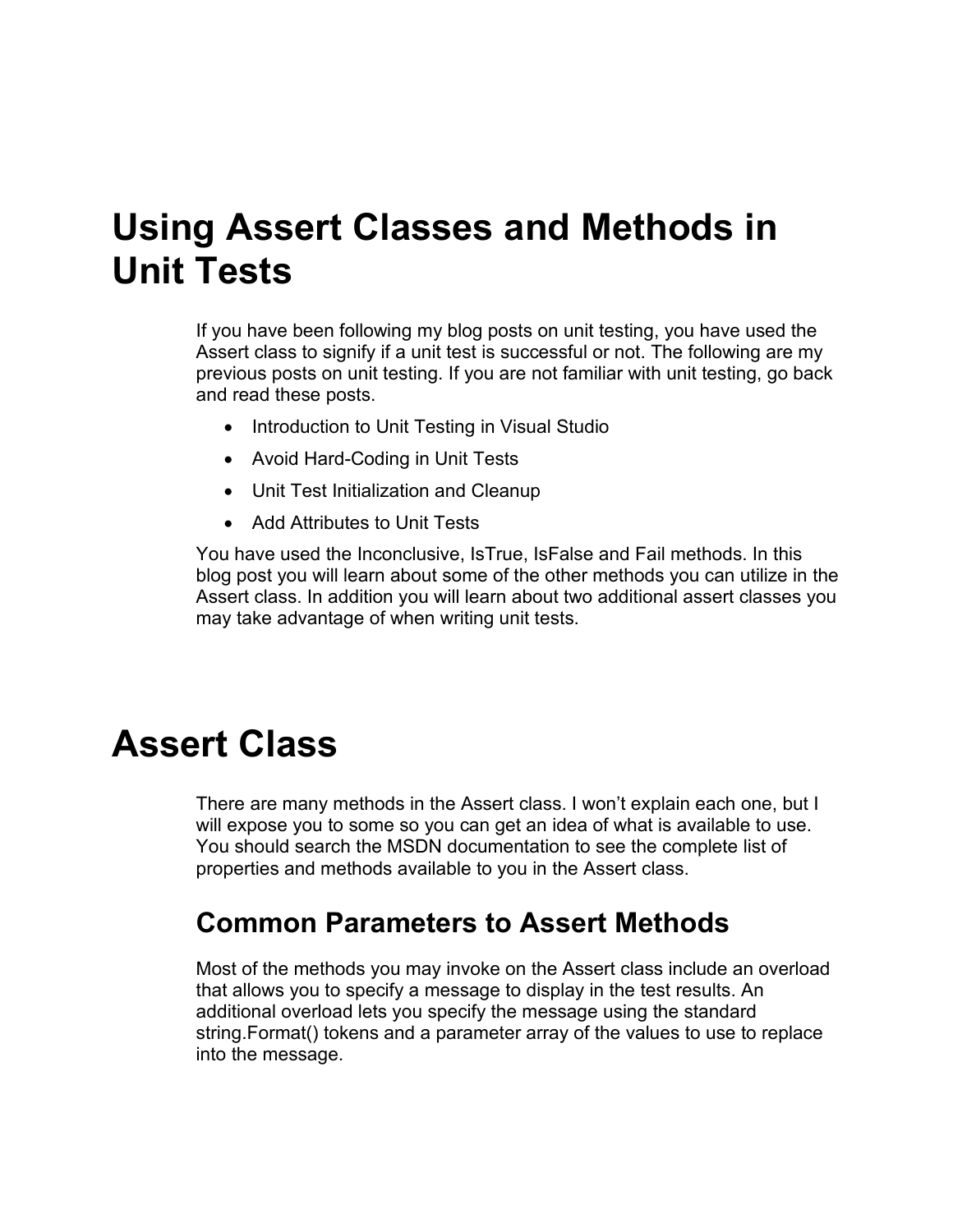# Using Assert Classes and Methods in Unit Tests

If you have been following my blog posts on unit testing, you have used the Assert class to signify if a unit test is successful or not. The following are my previous posts on unit testing. If you are not familiar with unit testing, go back and read these posts.

- Introduction to Unit Testing in Visual Studio
- Avoid Hard-Coding in Unit Tests
- Unit Test Initialization and Cleanup
- Add Attributes to Unit Tests

You have used the Inconclusive, IsTrue, IsFalse and Fail methods. In this blog post you will learn about some of the other methods you can utilize in the Assert class. In addition you will learn about two additional assert classes you may take advantage of when writing unit tests.

# Assert Class

There are many methods in the Assert class. I won't explain each one, but I will expose you to some so you can get an idea of what is available to use. You should search the MSDN documentation to see the complete list of properties and methods available to you in the Assert class.

## Common Parameters to Assert Methods

Most of the methods you may invoke on the Assert class include an overload that allows you to specify a message to display in the test results. An additional overload lets you specify the message using the standard string.Format() tokens and a parameter array of the values to use to replace into the message.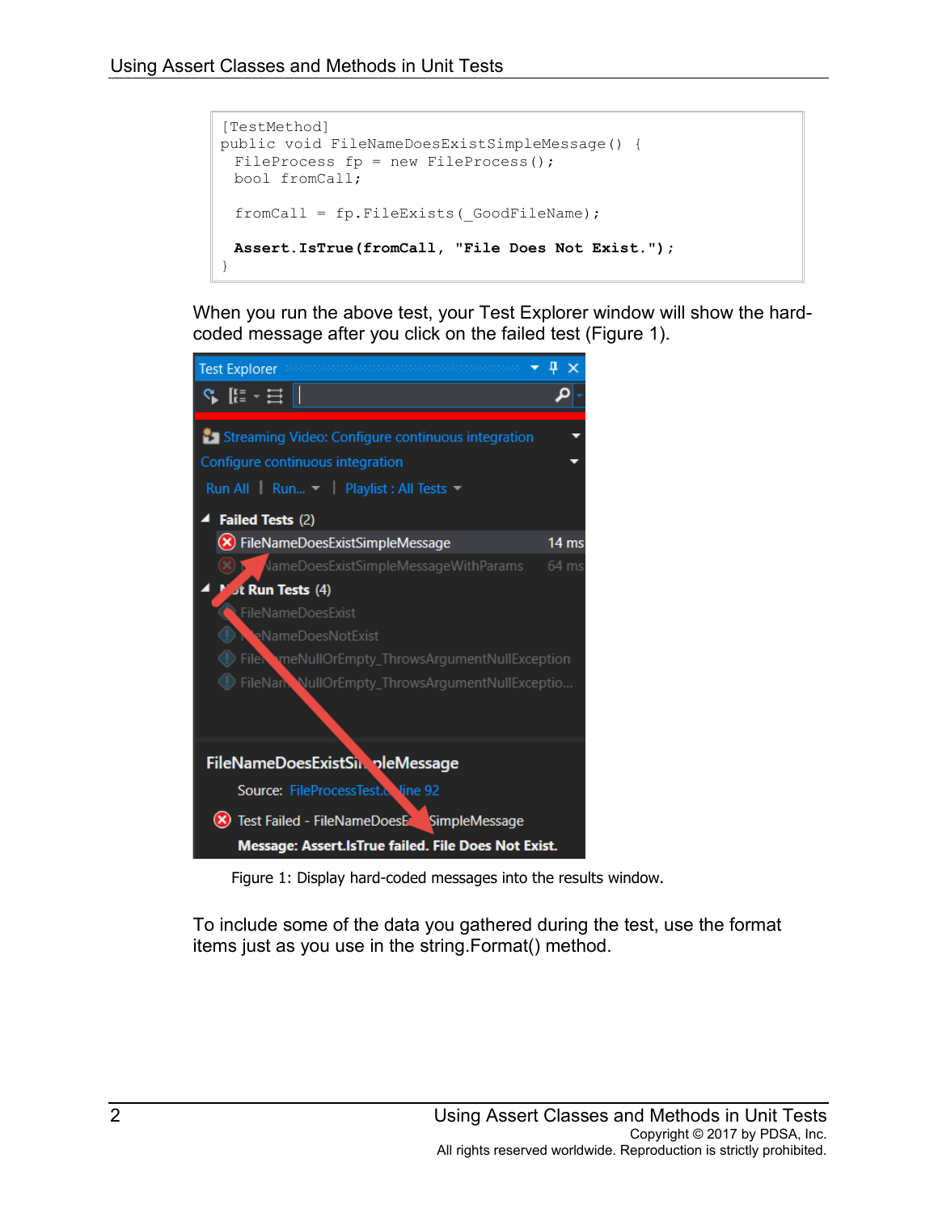```
[TestMethod]
public void FileNameDoesExistSimpleMessage() {
  FileProcess fp = new FileProcess();
  bool fromCall;

  fromCall = fp.FileExists(_GoodFileName);

  Assert.IsTrue(fromCall, "File Does Not Exist.");
}
```

When you run the above test, your Test Explorer window will show the hard-coded message after you click on the failed test (Figure 1).

Figure 1: Display hard-coded messages into the results window.

To include some of the data you gathered during the test, use the format items just as you use in the string.Format() method.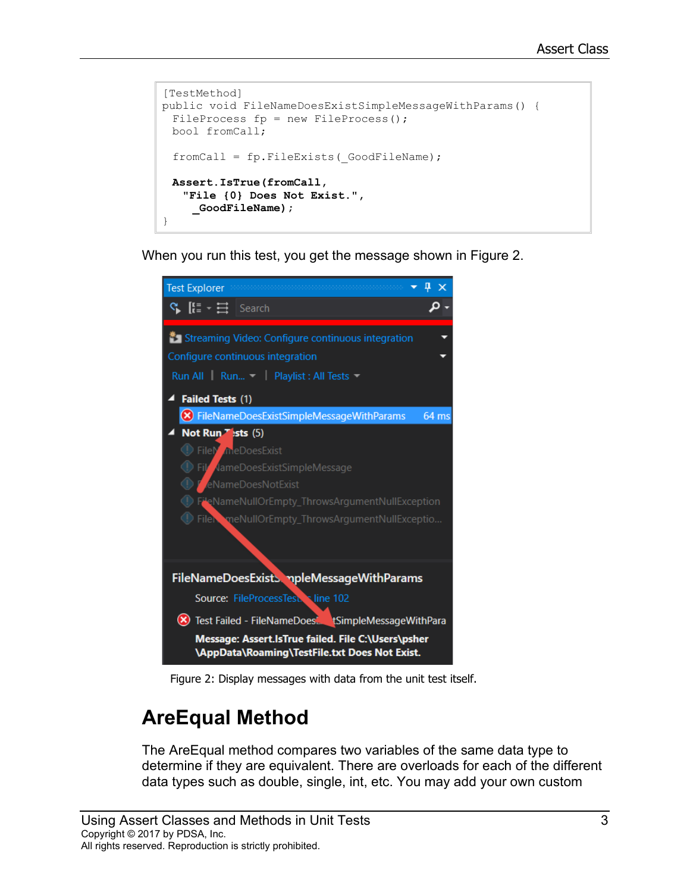```
[TestMethod]
public void FileNameDoesExistSimpleMessageWithParams() {
  FileProcess fp = new FileProcess();
  bool fromCall;

  fromCall = fp.FileExists(_GoodFileName);

  Assert.IsTrue(fromCall,
    "File {0} Does Not Exist.",
     _GoodFileName);
}
```

When you run this test, you get the message shown in Figure 2.

Figure 2: Display messages with data from the unit test itself.

## AreEqual Method

The AreEqual method compares two variables of the same data type to determine if they are equivalent. There are overloads for each of the different data types such as double, single, int, etc. You may add your own custom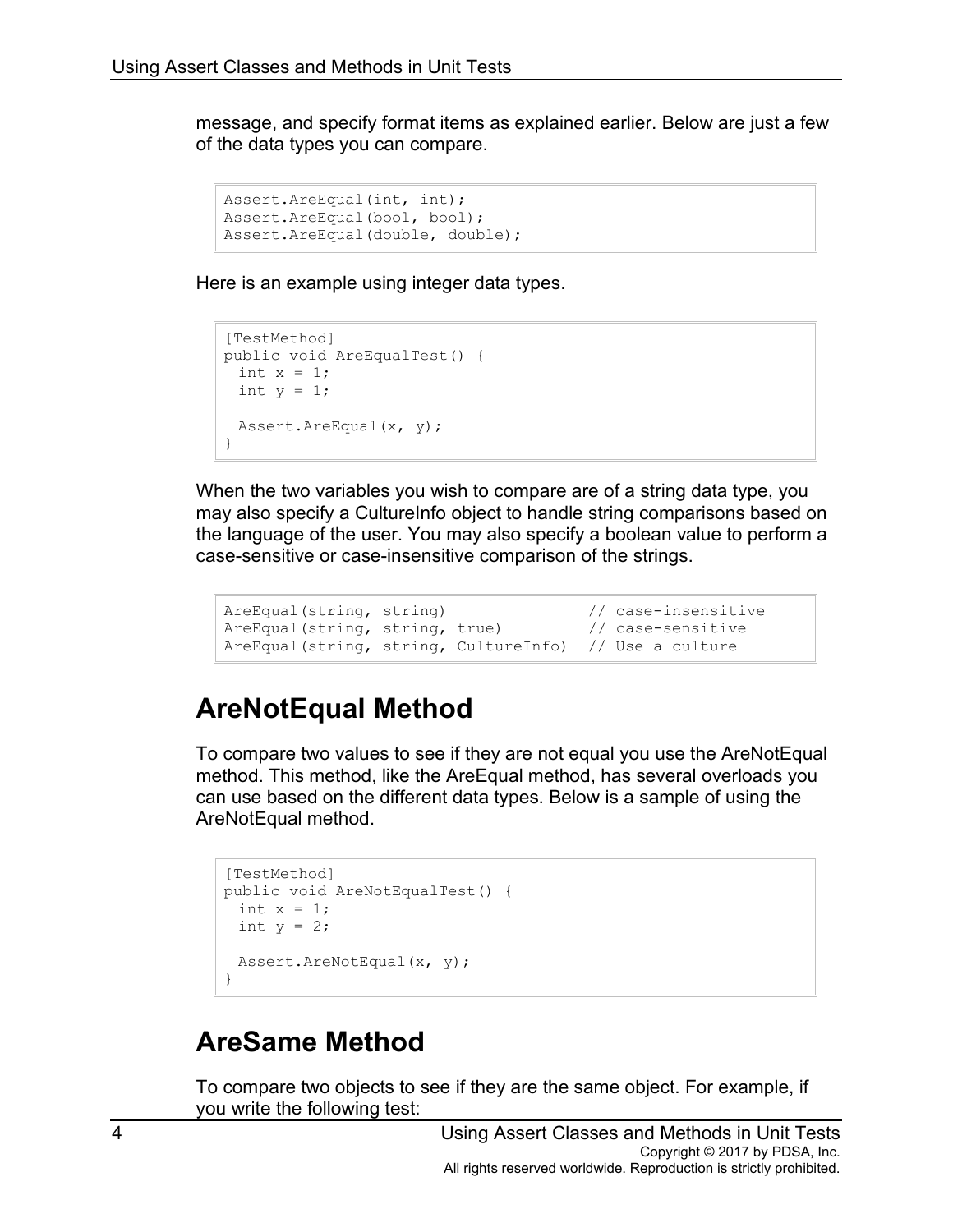message, and specify format items as explained earlier. Below are just a few of the data types you can compare.

```
Assert.AreEqual(int, int);
Assert.AreEqual(bool, bool);
Assert.AreEqual(double, double);
```

Here is an example using integer data types.

```
[TestMethod]
public void AreEqualTest() {
  int x = 1;
  int y = 1;

  Assert.AreEqual(x, y);
}
```

When the two variables you wish to compare are of a string data type, you may also specify a CultureInfo object to handle string comparisons based on the language of the user. You may also specify a boolean value to perform a case-sensitive or case-insensitive comparison of the strings.

```
AreEqual(string, string)               // case-insensitive
AreEqual(string, string, true)         // case-sensitive
AreEqual(string, string, CultureInfo)  // Use a culture
```

# AreNotEqual Method

To compare two values to see if they are not equal you use the AreNotEqual method. This method, like the AreEqual method, has several overloads you can use based on the different data types. Below is a sample of using the AreNotEqual method.

```
[TestMethod]
public void AreNotEqualTest() {
  int x = 1;
  int y = 2;

  Assert.AreNotEqual(x, y);
}
```

# AreSame Method

To compare two objects to see if they are the same object. For example, if you write the following test: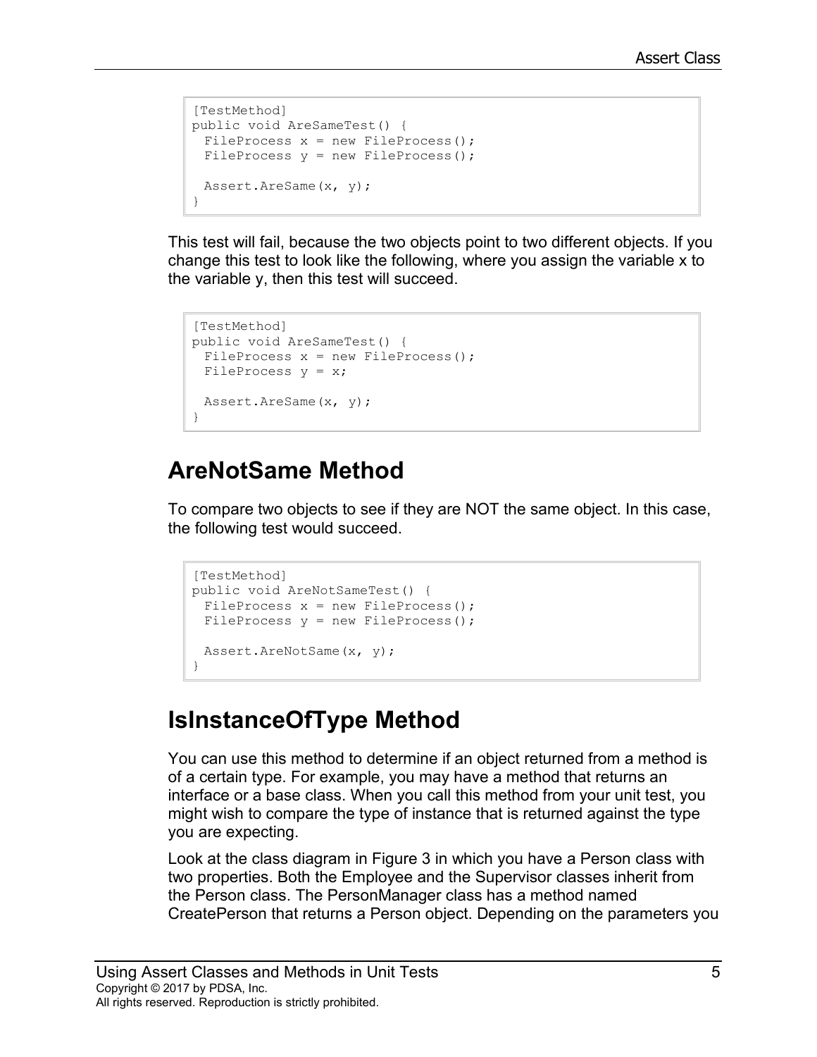```
[TestMethod]
public void AreSameTest() {
  FileProcess x = new FileProcess();
  FileProcess y = new FileProcess();

  Assert.AreSame(x, y);
}
```

This test will fail, because the two objects point to two different objects. If you change this test to look like the following, where you assign the variable x to the variable y, then this test will succeed.

```
[TestMethod]
public void AreSameTest() {
  FileProcess x = new FileProcess();
  FileProcess y = x;

  Assert.AreSame(x, y);
}
```

## AreNotSame Method

To compare two objects to see if they are NOT the same object. In this case, the following test would succeed.

```
[TestMethod]
public void AreNotSameTest() {
  FileProcess x = new FileProcess();
  FileProcess y = new FileProcess();

  Assert.AreNotSame(x, y);
}
```

## IsInstanceOfType Method

You can use this method to determine if an object returned from a method is of a certain type. For example, you may have a method that returns an interface or a base class. When you call this method from your unit test, you might wish to compare the type of instance that is returned against the type you are expecting.

Look at the class diagram in Figure 3 in which you have a Person class with two properties. Both the Employee and the Supervisor classes inherit from the Person class. The PersonManager class has a method named CreatePerson that returns a Person object. Depending on the parameters you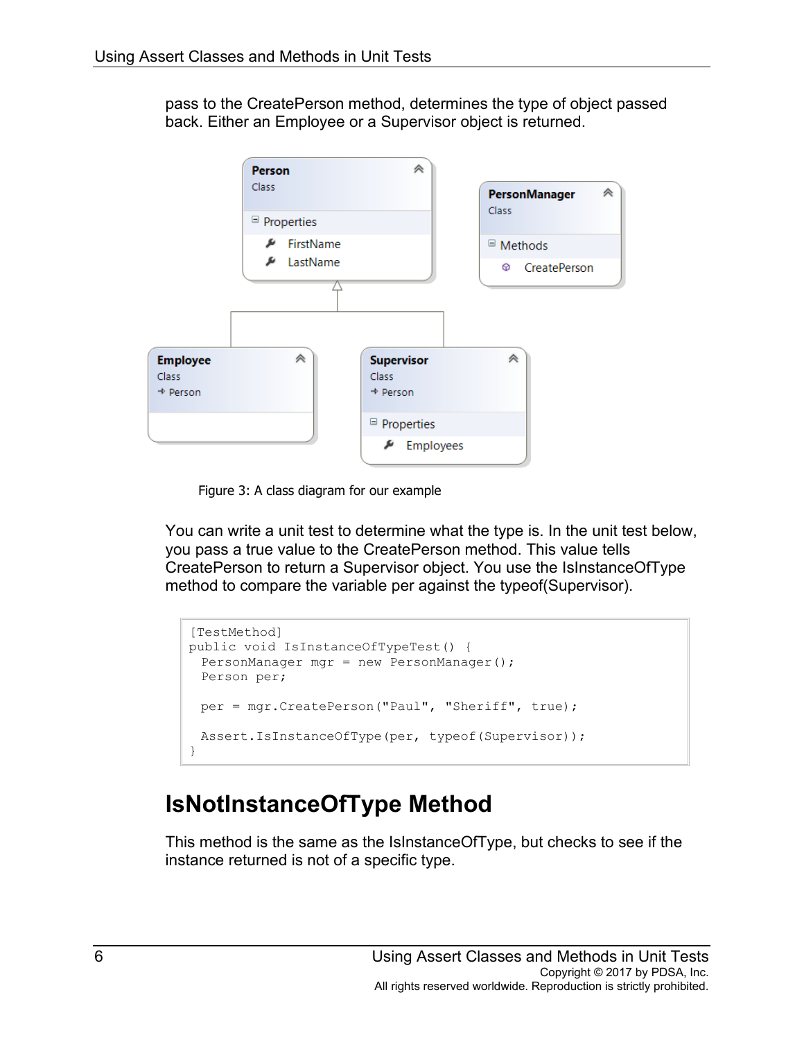pass to the CreatePerson method, determines the type of object passed back. Either an Employee or a Supervisor object is returned.

Figure 3: A class diagram for our example

You can write a unit test to determine what the type is. In the unit test below, you pass a true value to the CreatePerson method. This value tells CreatePerson to return a Supervisor object. You use the IsInstanceOfType method to compare the variable per against the typeof(Supervisor).

```
[TestMethod]
public void IsInstanceOfTypeTest() {
  PersonManager mgr = new PersonManager();
  Person per;

  per = mgr.CreatePerson("Paul", "Sheriff", true);

  Assert.IsInstanceOfType(per, typeof(Supervisor));
}
```

## IsNotInstanceOfType Method

This method is the same as the IsInstanceOfType, but checks to see if the instance returned is not of a specific type.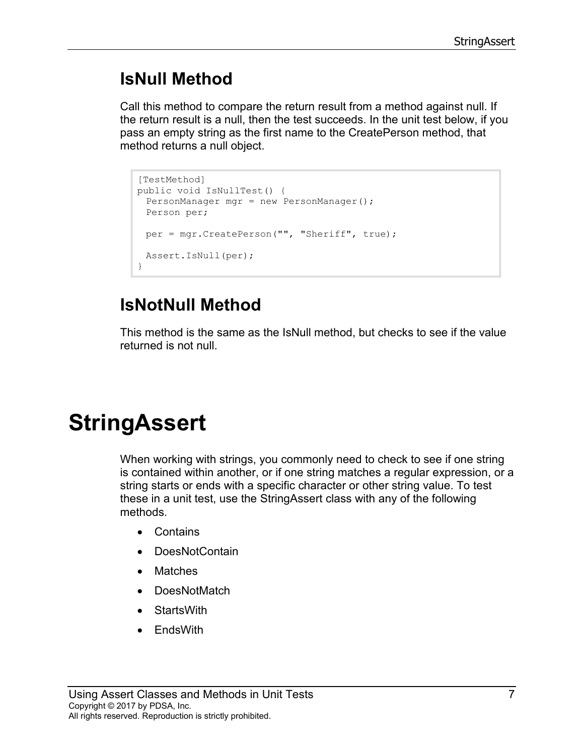## IsNull Method

Call this method to compare the return result from a method against null. If the return result is a null, then the test succeeds. In the unit test below, if you pass an empty string as the first name to the CreatePerson method, that method returns a null object.

```
[TestMethod]
public void IsNullTest() {
  PersonManager mgr = new PersonManager();
  Person per;

  per = mgr.CreatePerson("", "Sheriff", true);

  Assert.IsNull(per);
}
```

## IsNotNull Method

This method is the same as the IsNull method, but checks to see if the value returned is not null.

# StringAssert

When working with strings, you commonly need to check to see if one string is contained within another, or if one string matches a regular expression, or a string starts or ends with a specific character or other string value. To test these in a unit test, use the StringAssert class with any of the following methods.

- Contains
- DoesNotContain
- Matches
- DoesNotMatch
- StartsWith
- EndsWith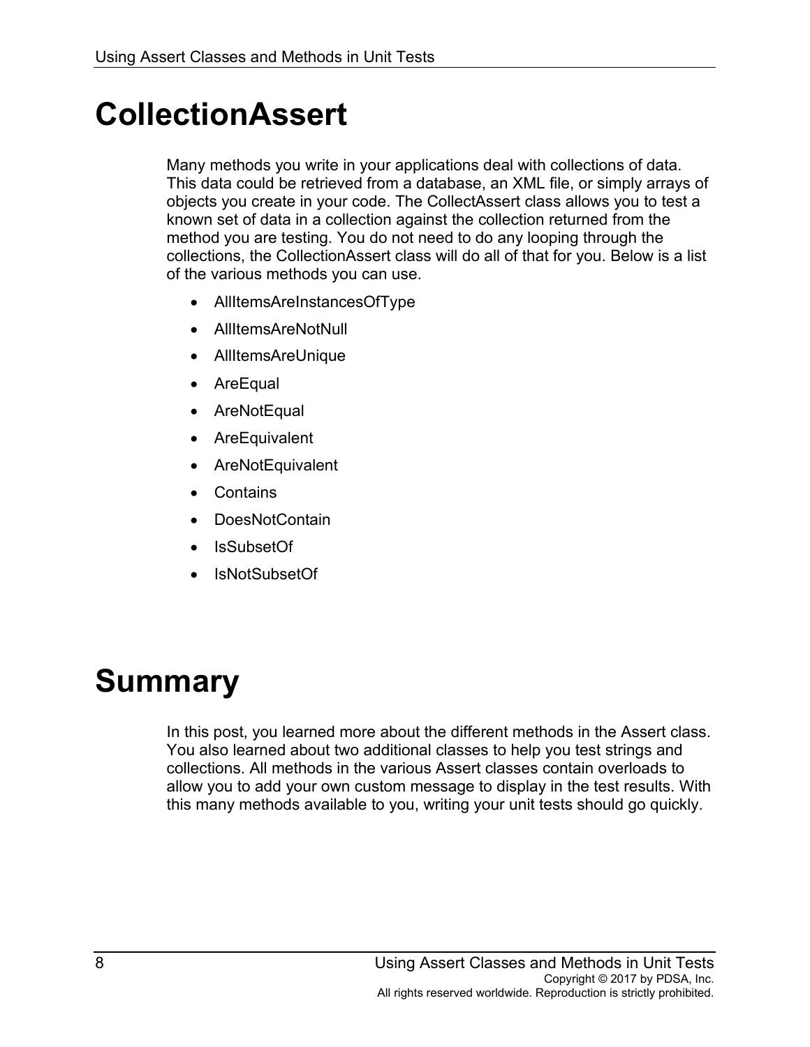# CollectionAssert

Many methods you write in your applications deal with collections of data. This data could be retrieved from a database, an XML file, or simply arrays of objects you create in your code. The CollectAssert class allows you to test a known set of data in a collection against the collection returned from the method you are testing. You do not need to do any looping through the collections, the CollectionAssert class will do all of that for you. Below is a list of the various methods you can use.

- AllItemsAreInstancesOfType
- AllItemsAreNotNull
- AllItemsAreUnique
- AreEqual
- AreNotEqual
- AreEquivalent
- AreNotEquivalent
- Contains
- DoesNotContain
- IsSubsetOf
- IsNotSubsetOf

# Summary

In this post, you learned more about the different methods in the Assert class. You also learned about two additional classes to help you test strings and collections. All methods in the various Assert classes contain overloads to allow you to add your own custom message to display in the test results. With this many methods available to you, writing your unit tests should go quickly.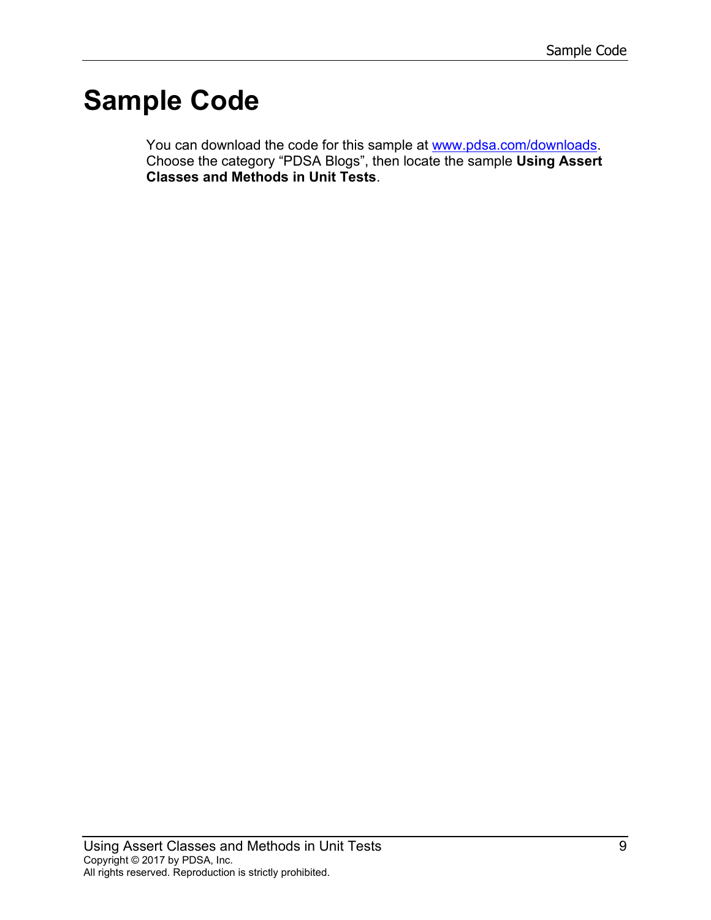# Sample Code

You can download the code for this sample at [www.pdsa.com/downloads](http://www.pdsa.com/downloads). Choose the category "PDSA Blogs", then locate the sample **Using Assert Classes and Methods in Unit Tests**.